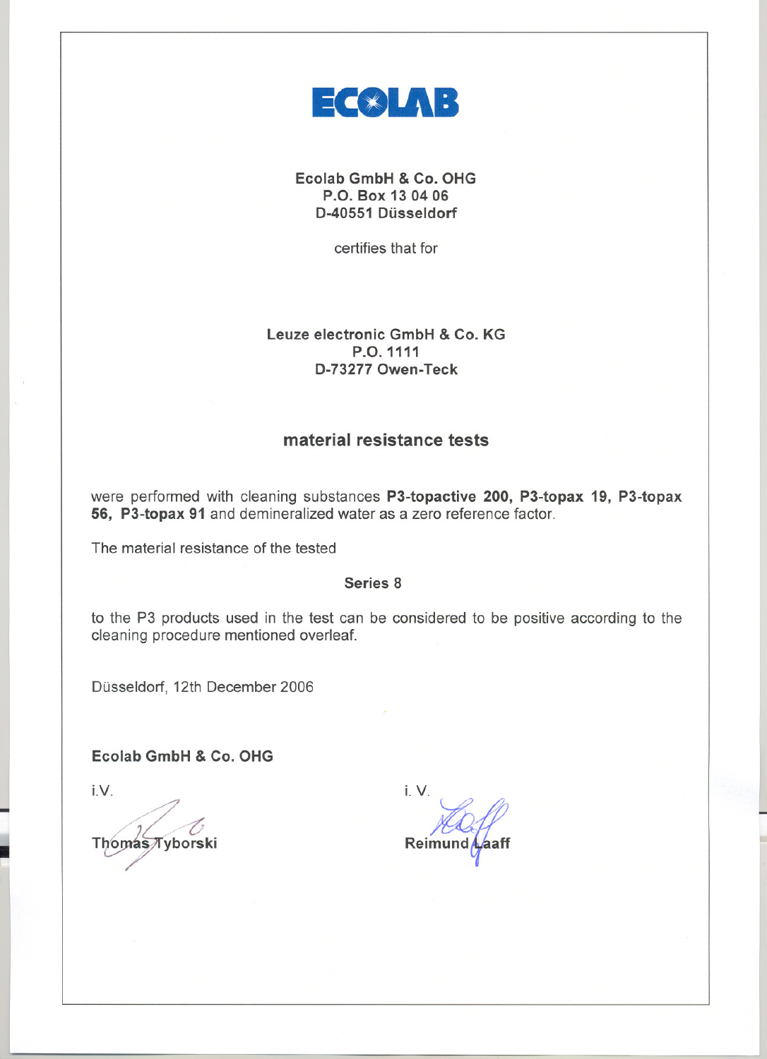ECOLAB

**Ecolab GmbH & Co. OHG**
**P.O. Box 13 04 06**
**D-40551 Düsseldorf**

certifies that for

**Leuze electronic GmbH & Co. KG**
**P.O. 1111**
**D-73277 Owen-Teck**

## material resistance tests

were performed with cleaning substances **P3-topactive 200, P3-topax 19, P3-topax 56, P3-topax 91** and demineralized water as a zero reference factor.

The material resistance of the tested

**Series 8**

to the P3 products used in the test can be considered to be positive according to the cleaning procedure mentioned overleaf.

Düsseldorf, 12th December 2006

**Ecolab GmbH & Co. OHG**

i.V.

**Thomas Tyborski**

i. V.

**Reimund Laaff**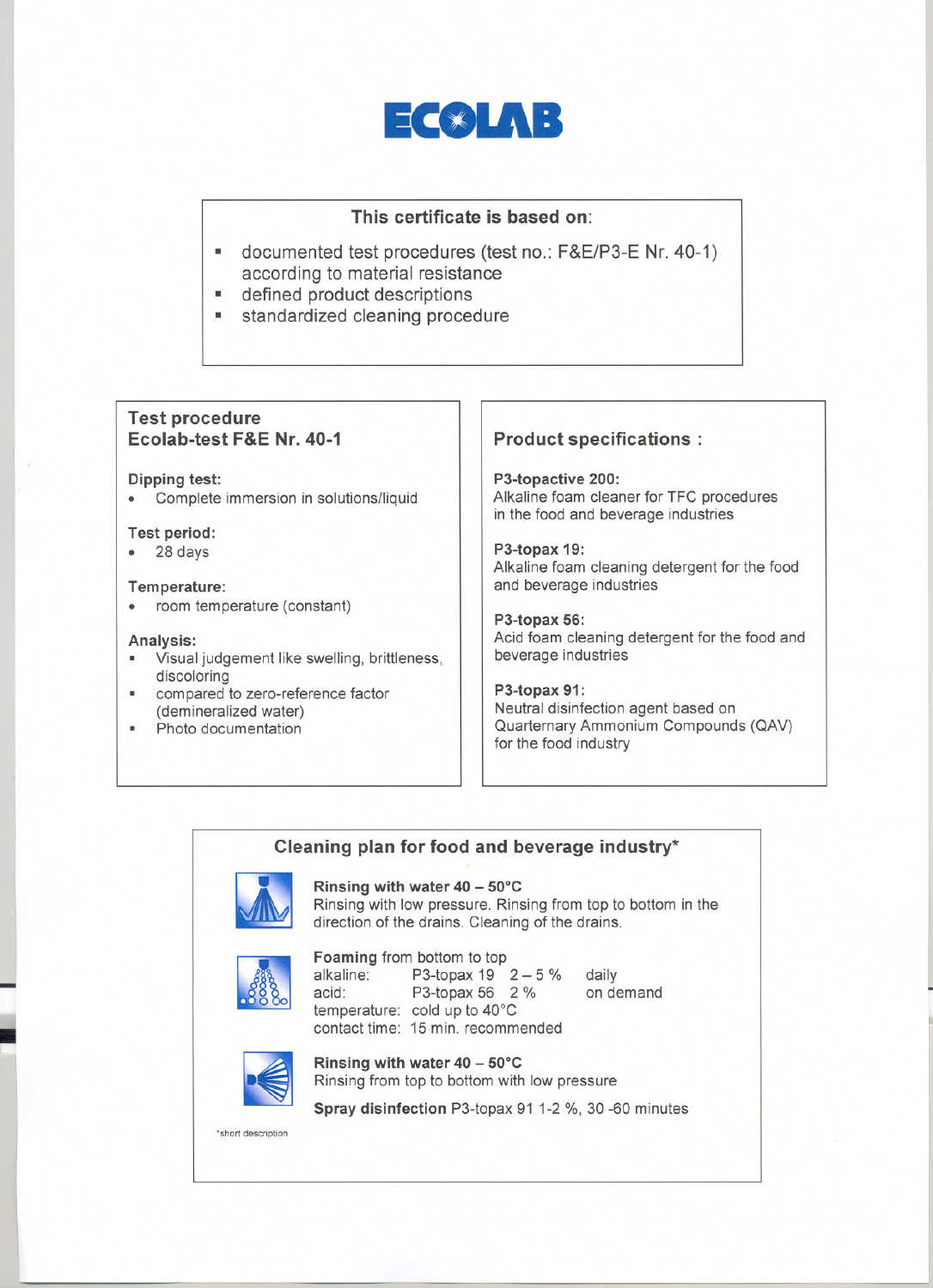ECOLAB

**This certificate is based on:**

- documented test procedures (test no.: F&E/P3-E Nr. 40-1) according to material resistance
- defined product descriptions
- standardized cleaning procedure

## Test procedure
## Ecolab-test F&E Nr. 40-1

**Dipping test:**
- Complete immersion in solutions/liquid

**Test period:**
- 28 days

**Temperature:**
- room temperature (constant)

**Analysis:**
- Visual judgement like swelling, brittleness, discoloring
- compared to zero-reference factor (demineralized water)
- Photo documentation

## Product specifications :

**P3-topactive 200:**
Alkaline foam cleaner for TFC procedures in the food and beverage industries

**P3-topax 19:**
Alkaline foam cleaning detergent for the food and beverage industries

**P3-topax 56:**
Acid foam cleaning detergent for the food and beverage industries

**P3-topax 91:**
Neutral disinfection agent based on Quarternary Ammonium Compounds (QAV) for the food industry

## Cleaning plan for food and beverage industry*

**Rinsing with water 40 – 50°C**
Rinsing with low pressure. Rinsing from top to bottom in the direction of the drains. Cleaning of the drains.

**Foaming** from bottom to top

| | | | |
|---|---|---|---|
| alkaline: | P3-topax 19 | 2 – 5 % | daily |
| acid: | P3-topax 56 | 2 % | on demand |
| temperature: | cold up to 40°C | | |
| contact time: | 15 min. recommended | | |

**Rinsing with water 40 – 50°C**
Rinsing from top to bottom with low pressure

**Spray disinfection** P3-topax 91 1-2 %, 30 -60 minutes

*short description